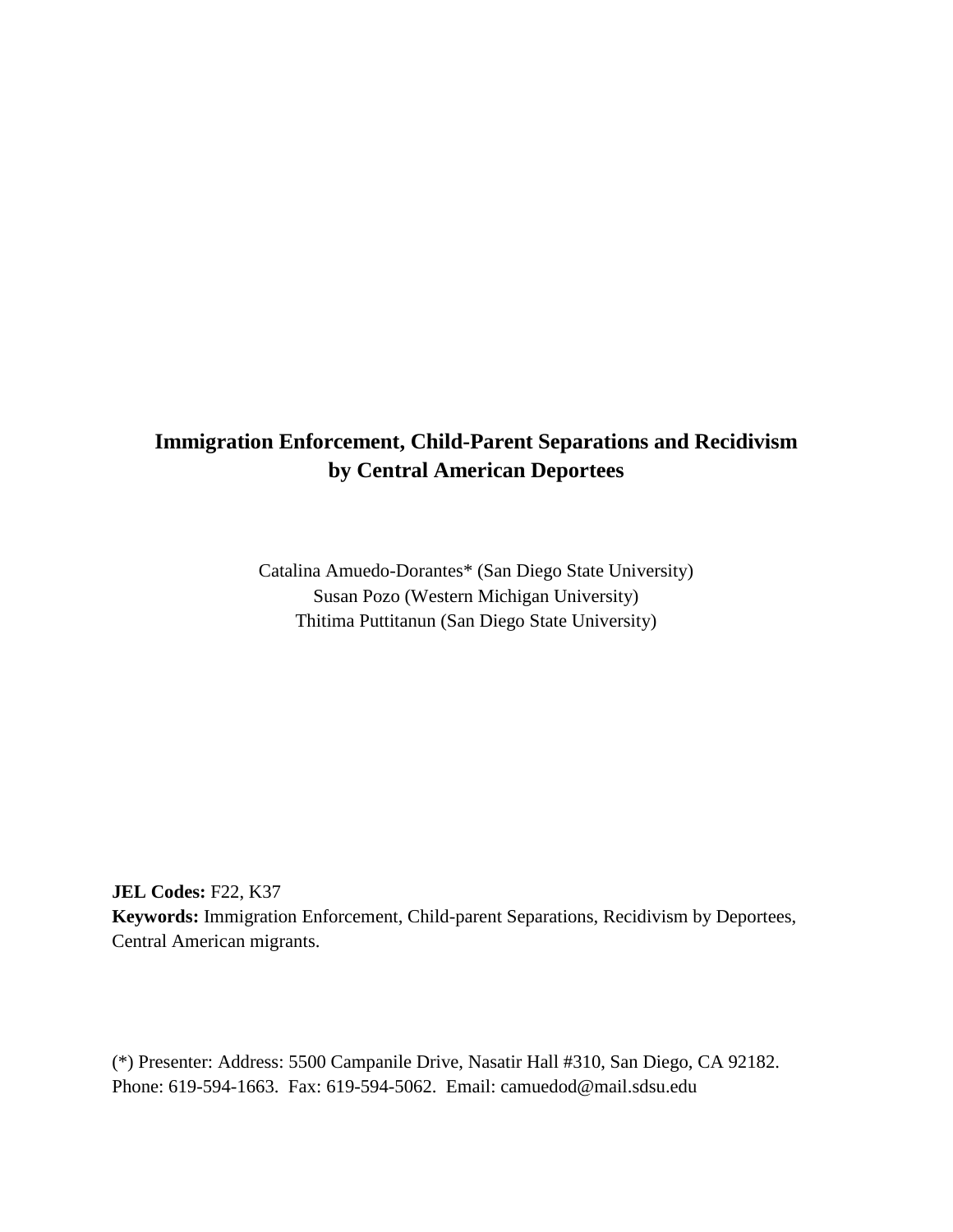# Immigration Enforcement, Child-Parent Separations and Recidivism by Central American Deportees

Catalina Amuedo-Dorantes* (San Diego State University)
Susan Pozo (Western Michigan University)
Thitima Puttitanun (San Diego State University)

**JEL Codes:** F22, K37
**Keywords:** Immigration Enforcement, Child-parent Separations, Recidivism by Deportees, Central American migrants.

(*) Presenter: Address: 5500 Campanile Drive, Nasatir Hall #310, San Diego, CA 92182. Phone: 619-594-1663. Fax: 619-594-5062. Email: camuedod@mail.sdsu.edu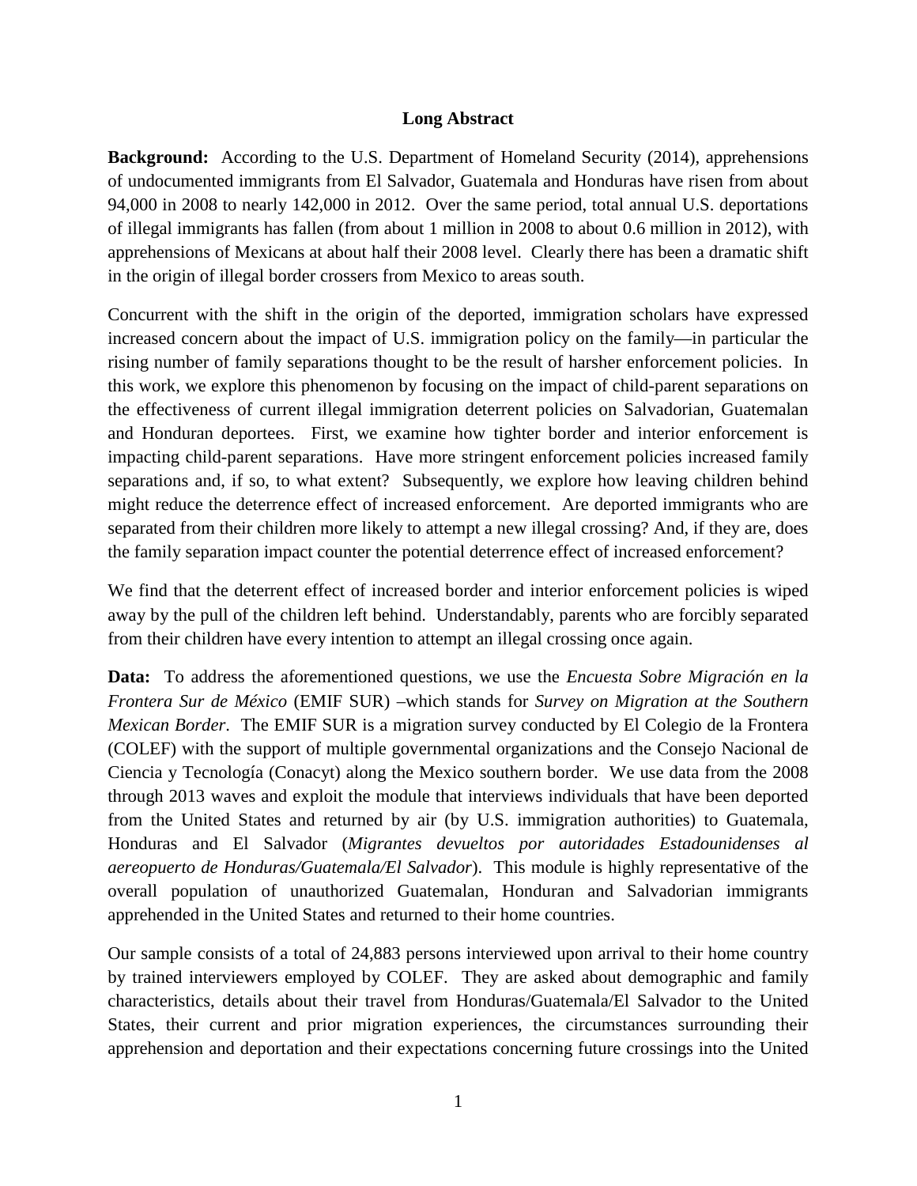**Long Abstract**

**Background:** According to the U.S. Department of Homeland Security (2014), apprehensions of undocumented immigrants from El Salvador, Guatemala and Honduras have risen from about 94,000 in 2008 to nearly 142,000 in 2012. Over the same period, total annual U.S. deportations of illegal immigrants has fallen (from about 1 million in 2008 to about 0.6 million in 2012), with apprehensions of Mexicans at about half their 2008 level. Clearly there has been a dramatic shift in the origin of illegal border crossers from Mexico to areas south.

Concurrent with the shift in the origin of the deported, immigration scholars have expressed increased concern about the impact of U.S. immigration policy on the family—in particular the rising number of family separations thought to be the result of harsher enforcement policies. In this work, we explore this phenomenon by focusing on the impact of child-parent separations on the effectiveness of current illegal immigration deterrent policies on Salvadorian, Guatemalan and Honduran deportees. First, we examine how tighter border and interior enforcement is impacting child-parent separations. Have more stringent enforcement policies increased family separations and, if so, to what extent? Subsequently, we explore how leaving children behind might reduce the deterrence effect of increased enforcement. Are deported immigrants who are separated from their children more likely to attempt a new illegal crossing? And, if they are, does the family separation impact counter the potential deterrence effect of increased enforcement?

We find that the deterrent effect of increased border and interior enforcement policies is wiped away by the pull of the children left behind. Understandably, parents who are forcibly separated from their children have every intention to attempt an illegal crossing once again.

**Data:** To address the aforementioned questions, we use the *Encuesta Sobre Migración en la Frontera Sur de México* (EMIF SUR) –which stands for *Survey on Migration at the Southern Mexican Border*. The EMIF SUR is a migration survey conducted by El Colegio de la Frontera (COLEF) with the support of multiple governmental organizations and the Consejo Nacional de Ciencia y Tecnología (Conacyt) along the Mexico southern border. We use data from the 2008 through 2013 waves and exploit the module that interviews individuals that have been deported from the United States and returned by air (by U.S. immigration authorities) to Guatemala, Honduras and El Salvador (*Migrantes devueltos por autoridades Estadounidenses al aereopuerto de Honduras/Guatemala/El Salvador*). This module is highly representative of the overall population of unauthorized Guatemalan, Honduran and Salvadorian immigrants apprehended in the United States and returned to their home countries.

Our sample consists of a total of 24,883 persons interviewed upon arrival to their home country by trained interviewers employed by COLEF. They are asked about demographic and family characteristics, details about their travel from Honduras/Guatemala/El Salvador to the United States, their current and prior migration experiences, the circumstances surrounding their apprehension and deportation and their expectations concerning future crossings into the United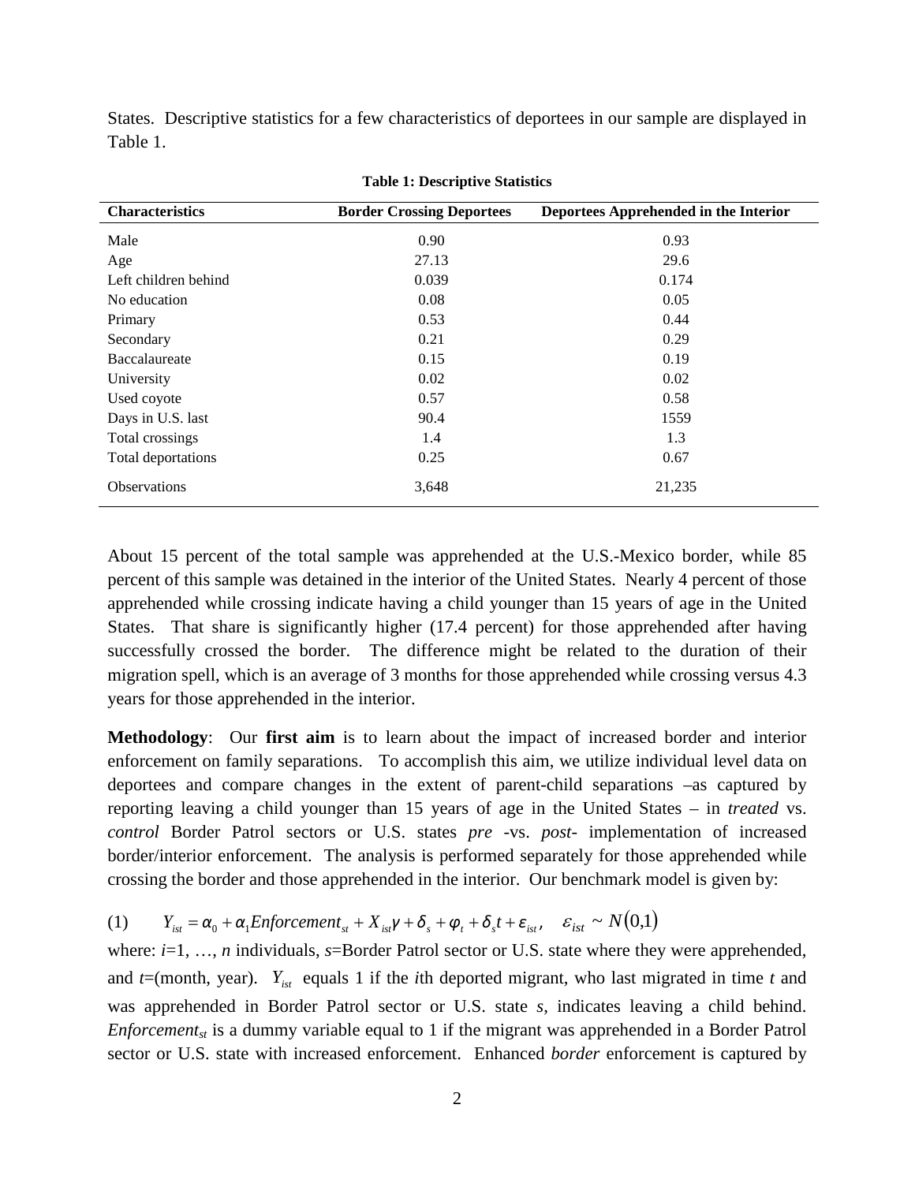States. Descriptive statistics for a few characteristics of deportees in our sample are displayed in Table 1.

**Table 1: Descriptive Statistics**

| Characteristics | Border Crossing Deportees | Deportees Apprehended in the Interior |
|---|---|---|
| Male | 0.90 | 0.93 |
| Age | 27.13 | 29.6 |
| Left children behind | 0.039 | 0.174 |
| No education | 0.08 | 0.05 |
| Primary | 0.53 | 0.44 |
| Secondary | 0.21 | 0.29 |
| Baccalaureate | 0.15 | 0.19 |
| University | 0.02 | 0.02 |
| Used coyote | 0.57 | 0.58 |
| Days in U.S. last | 90.4 | 1559 |
| Total crossings | 1.4 | 1.3 |
| Total deportations | 0.25 | 0.67 |
| Observations | 3,648 | 21,235 |

About 15 percent of the total sample was apprehended at the U.S.-Mexico border, while 85 percent of this sample was detained in the interior of the United States. Nearly 4 percent of those apprehended while crossing indicate having a child younger than 15 years of age in the United States. That share is significantly higher (17.4 percent) for those apprehended after having successfully crossed the border. The difference might be related to the duration of their migration spell, which is an average of 3 months for those apprehended while crossing versus 4.3 years for those apprehended in the interior.

**Methodology**: Our **first aim** is to learn about the impact of increased border and interior enforcement on family separations. To accomplish this aim, we utilize individual level data on deportees and compare changes in the extent of parent-child separations –as captured by reporting leaving a child younger than 15 years of age in the United States – in *treated* vs. *control* Border Patrol sectors or U.S. states *pre* -vs. *post-* implementation of increased border/interior enforcement. The analysis is performed separately for those apprehended while crossing the border and those apprehended in the interior. Our benchmark model is given by:

$$(1) \qquad Y_{ist} = \alpha_0 + \alpha_1 Enforcement_{st} + X_{ist}\gamma + \delta_s + \varphi_t + \delta_s t + \varepsilon_{ist}, \quad \varepsilon_{ist} \sim N(0,1)$$

where: $i$=1, …, $n$ individuals, $s$=Border Patrol sector or U.S. state where they were apprehended, and $t$=(month, year). $Y_{ist}$ equals 1 if the $i$th deported migrant, who last migrated in time $t$ and was apprehended in Border Patrol sector or U.S. state $s$, indicates leaving a child behind. $Enforcement_{st}$ is a dummy variable equal to 1 if the migrant was apprehended in a Border Patrol sector or U.S. state with increased enforcement. Enhanced *border* enforcement is captured by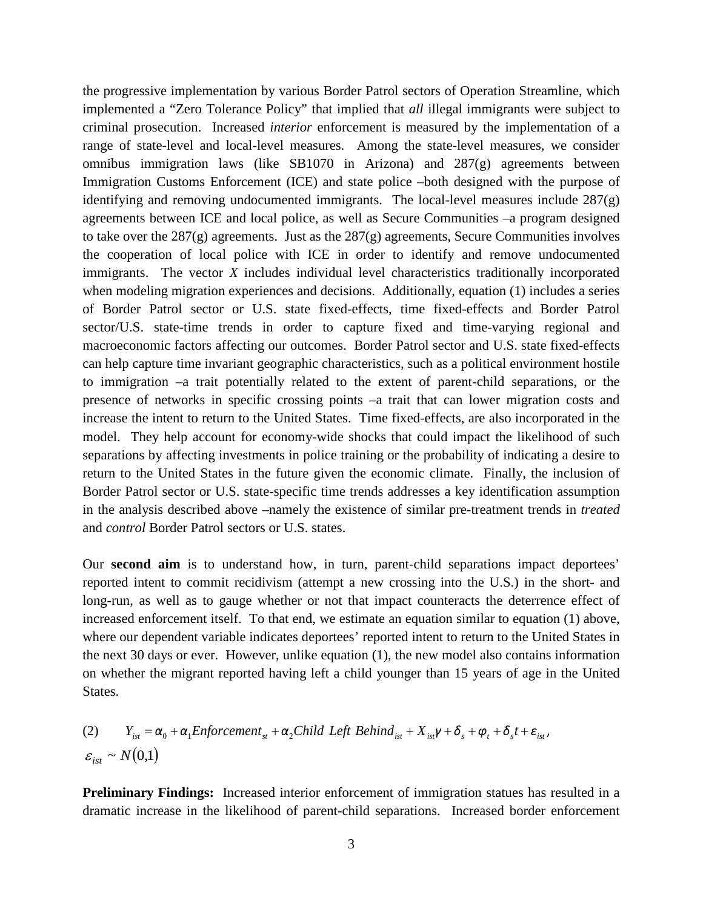the progressive implementation by various Border Patrol sectors of Operation Streamline, which implemented a "Zero Tolerance Policy" that implied that *all* illegal immigrants were subject to criminal prosecution. Increased *interior* enforcement is measured by the implementation of a range of state-level and local-level measures. Among the state-level measures, we consider omnibus immigration laws (like SB1070 in Arizona) and 287(g) agreements between Immigration Customs Enforcement (ICE) and state police –both designed with the purpose of identifying and removing undocumented immigrants. The local-level measures include 287(g) agreements between ICE and local police, as well as Secure Communities –a program designed to take over the 287(g) agreements. Just as the 287(g) agreements, Secure Communities involves the cooperation of local police with ICE in order to identify and remove undocumented immigrants. The vector $X$ includes individual level characteristics traditionally incorporated when modeling migration experiences and decisions. Additionally, equation (1) includes a series of Border Patrol sector or U.S. state fixed-effects, time fixed-effects and Border Patrol sector/U.S. state-time trends in order to capture fixed and time-varying regional and macroeconomic factors affecting our outcomes. Border Patrol sector and U.S. state fixed-effects can help capture time invariant geographic characteristics, such as a political environment hostile to immigration –a trait potentially related to the extent of parent-child separations, or the presence of networks in specific crossing points –a trait that can lower migration costs and increase the intent to return to the United States. Time fixed-effects, are also incorporated in the model. They help account for economy-wide shocks that could impact the likelihood of such separations by affecting investments in police training or the probability of indicating a desire to return to the United States in the future given the economic climate. Finally, the inclusion of Border Patrol sector or U.S. state-specific time trends addresses a key identification assumption in the analysis described above –namely the existence of similar pre-treatment trends in *treated* and *control* Border Patrol sectors or U.S. states.

Our **second aim** is to understand how, in turn, parent-child separations impact deportees' reported intent to commit recidivism (attempt a new crossing into the U.S.) in the short- and long-run, as well as to gauge whether or not that impact counteracts the deterrence effect of increased enforcement itself. To that end, we estimate an equation similar to equation (1) above, where our dependent variable indicates deportees' reported intent to return to the United States in the next 30 days or ever. However, unlike equation (1), the new model also contains information on whether the migrant reported having left a child younger than 15 years of age in the United States.

$$(2) \qquad Y_{ist} = \alpha_0 + \alpha_1 Enforcement_{st} + \alpha_2 Child\ Left\ Behind_{ist} + X_{ist}\gamma + \delta_s + \varphi_t + \delta_s t + \varepsilon_{ist},$$
$$\varepsilon_{ist} \sim N(0,1)$$

**Preliminary Findings:** Increased interior enforcement of immigration statues has resulted in a dramatic increase in the likelihood of parent-child separations. Increased border enforcement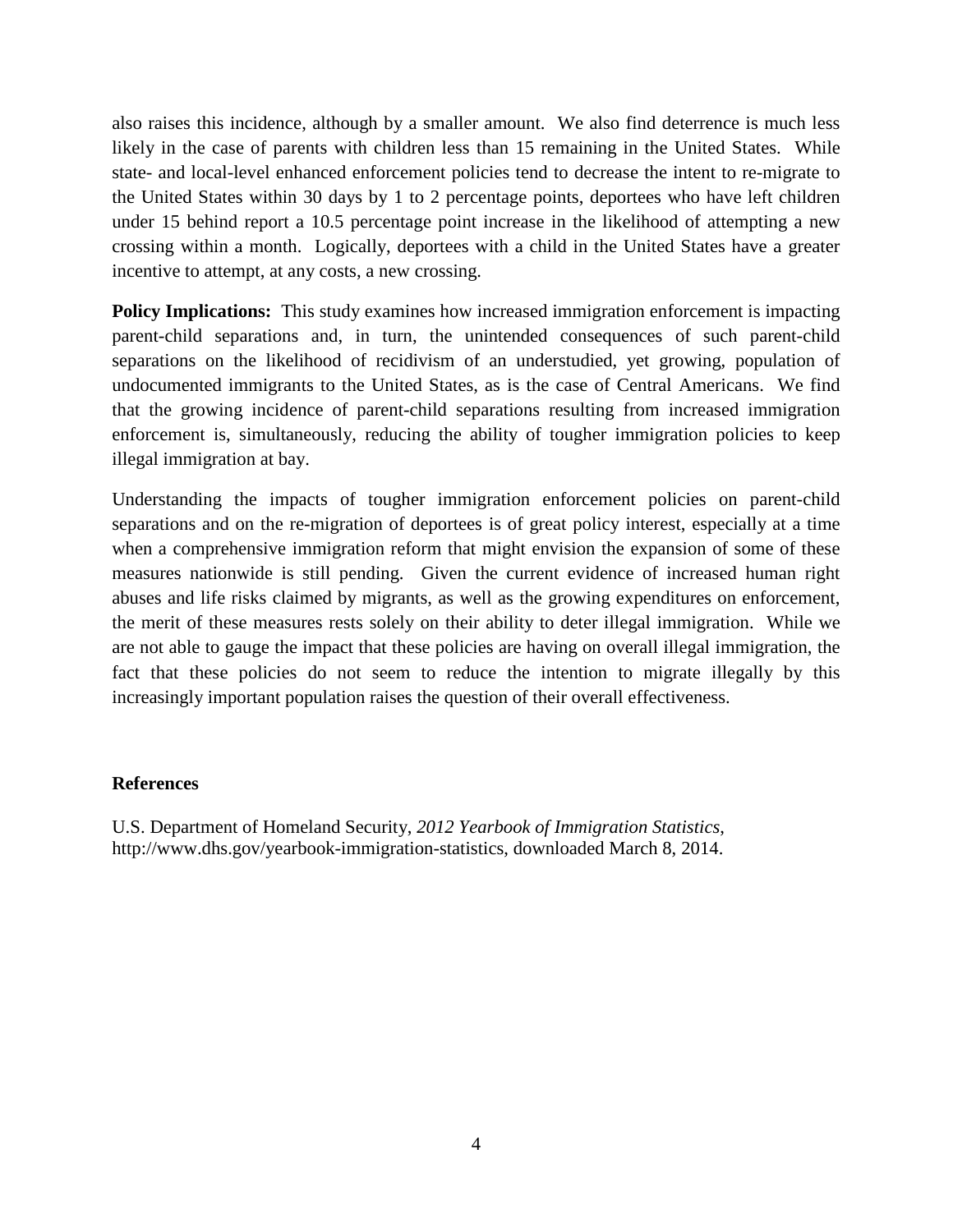also raises this incidence, although by a smaller amount. We also find deterrence is much less likely in the case of parents with children less than 15 remaining in the United States. While state- and local-level enhanced enforcement policies tend to decrease the intent to re-migrate to the United States within 30 days by 1 to 2 percentage points, deportees who have left children under 15 behind report a 10.5 percentage point increase in the likelihood of attempting a new crossing within a month. Logically, deportees with a child in the United States have a greater incentive to attempt, at any costs, a new crossing.

**Policy Implications:** This study examines how increased immigration enforcement is impacting parent-child separations and, in turn, the unintended consequences of such parent-child separations on the likelihood of recidivism of an understudied, yet growing, population of undocumented immigrants to the United States, as is the case of Central Americans. We find that the growing incidence of parent-child separations resulting from increased immigration enforcement is, simultaneously, reducing the ability of tougher immigration policies to keep illegal immigration at bay.

Understanding the impacts of tougher immigration enforcement policies on parent-child separations and on the re-migration of deportees is of great policy interest, especially at a time when a comprehensive immigration reform that might envision the expansion of some of these measures nationwide is still pending. Given the current evidence of increased human right abuses and life risks claimed by migrants, as well as the growing expenditures on enforcement, the merit of these measures rests solely on their ability to deter illegal immigration. While we are not able to gauge the impact that these policies are having on overall illegal immigration, the fact that these policies do not seem to reduce the intention to migrate illegally by this increasingly important population raises the question of their overall effectiveness.

**References**

U.S. Department of Homeland Security, *2012 Yearbook of Immigration Statistics*, http://www.dhs.gov/yearbook-immigration-statistics, downloaded March 8, 2014.